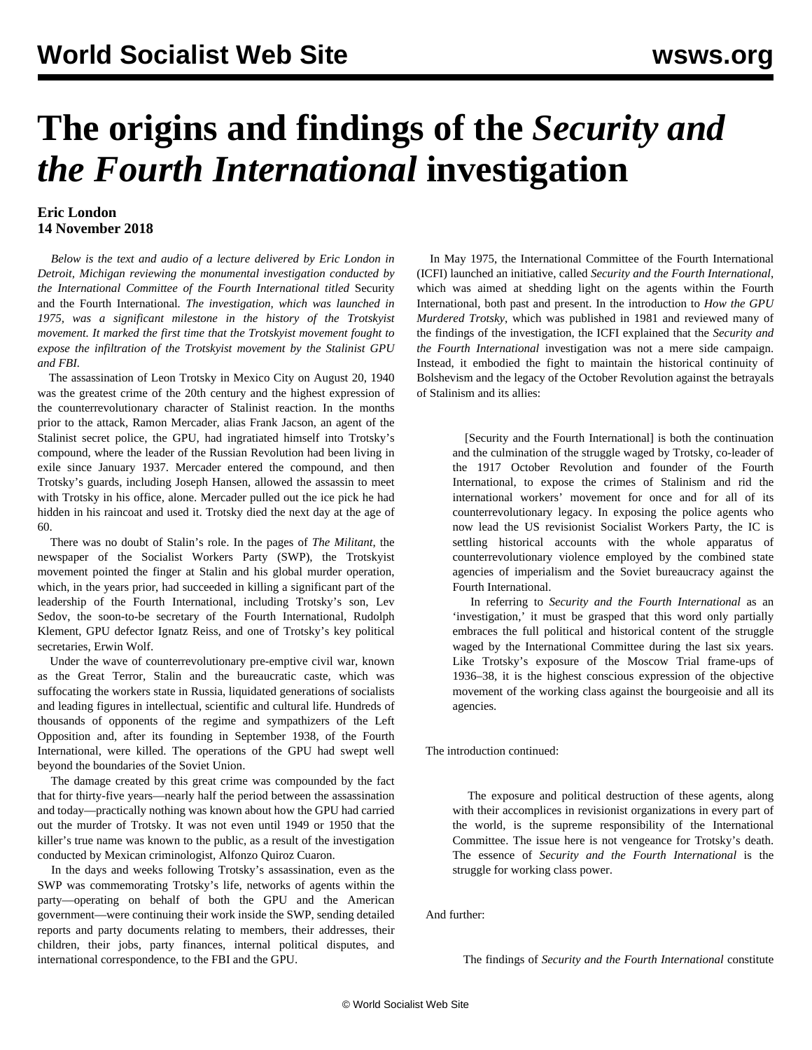# The origins and findings of the *Security and the Fourth International* investigation

**Eric London**
**14 November 2018**

*Below is the text and audio of a lecture delivered by Eric London in Detroit, Michigan reviewing the monumental investigation conducted by the International Committee of the Fourth International titled* Security and the Fourth International. *The investigation, which was launched in 1975, was a significant milestone in the history of the Trotskyist movement. It marked the first time that the Trotskyist movement fought to expose the infiltration of the Trotskyist movement by the Stalinist GPU and FBI.*

The assassination of Leon Trotsky in Mexico City on August 20, 1940 was the greatest crime of the 20th century and the highest expression of the counterrevolutionary character of Stalinist reaction. In the months prior to the attack, Ramon Mercader, alias Frank Jacson, an agent of the Stalinist secret police, the GPU, had ingratiated himself into Trotsky's compound, where the leader of the Russian Revolution had been living in exile since January 1937. Mercader entered the compound, and then Trotsky's guards, including Joseph Hansen, allowed the assassin to meet with Trotsky in his office, alone. Mercader pulled out the ice pick he had hidden in his raincoat and used it. Trotsky died the next day at the age of 60.

There was no doubt of Stalin's role. In the pages of *The Militant*, the newspaper of the Socialist Workers Party (SWP), the Trotskyist movement pointed the finger at Stalin and his global murder operation, which, in the years prior, had succeeded in killing a significant part of the leadership of the Fourth International, including Trotsky's son, Lev Sedov, the soon-to-be secretary of the Fourth International, Rudolph Klement, GPU defector Ignatz Reiss, and one of Trotsky's key political secretaries, Erwin Wolf.

Under the wave of counterrevolutionary pre-emptive civil war, known as the Great Terror, Stalin and the bureaucratic caste, which was suffocating the workers state in Russia, liquidated generations of socialists and leading figures in intellectual, scientific and cultural life. Hundreds of thousands of opponents of the regime and sympathizers of the Left Opposition and, after its founding in September 1938, of the Fourth International, were killed. The operations of the GPU had swept well beyond the boundaries of the Soviet Union.

The damage created by this great crime was compounded by the fact that for thirty-five years—nearly half the period between the assassination and today—practically nothing was known about how the GPU had carried out the murder of Trotsky. It was not even until 1949 or 1950 that the killer's true name was known to the public, as a result of the investigation conducted by Mexican criminologist, Alfonzo Quiroz Cuaron.

In the days and weeks following Trotsky's assassination, even as the SWP was commemorating Trotsky's life, networks of agents within the party—operating on behalf of both the GPU and the American government—were continuing their work inside the SWP, sending detailed reports and party documents relating to members, their addresses, their children, their jobs, party finances, internal political disputes, and international correspondence, to the FBI and the GPU.

In May 1975, the International Committee of the Fourth International (ICFI) launched an initiative, called *Security and the Fourth International*, which was aimed at shedding light on the agents within the Fourth International, both past and present. In the introduction to *How the GPU Murdered Trotsky*, which was published in 1981 and reviewed many of the findings of the investigation, the ICFI explained that the *Security and the Fourth International* investigation was not a mere side campaign. Instead, it embodied the fight to maintain the historical continuity of Bolshevism and the legacy of the October Revolution against the betrayals of Stalinism and its allies:

> [Security and the Fourth International] is both the continuation and the culmination of the struggle waged by Trotsky, co-leader of the 1917 October Revolution and founder of the Fourth International, to expose the crimes of Stalinism and rid the international workers' movement for once and for all of its counterrevolutionary legacy. In exposing the police agents who now lead the US revisionist Socialist Workers Party, the IC is settling historical accounts with the whole apparatus of counterrevolutionary violence employed by the combined state agencies of imperialism and the Soviet bureaucracy against the Fourth International.
>
> In referring to *Security and the Fourth International* as an 'investigation,' it must be grasped that this word only partially embraces the full political and historical content of the struggle waged by the International Committee during the last six years. Like Trotsky's exposure of the Moscow Trial frame-ups of 1936–38, it is the highest conscious expression of the objective movement of the working class against the bourgeoisie and all its agencies.

The introduction continued:

> The exposure and political destruction of these agents, along with their accomplices in revisionist organizations in every part of the world, is the supreme responsibility of the International Committee. The issue here is not vengeance for Trotsky's death. The essence of *Security and the Fourth International* is the struggle for working class power.

And further:

> The findings of *Security and the Fourth International* constitute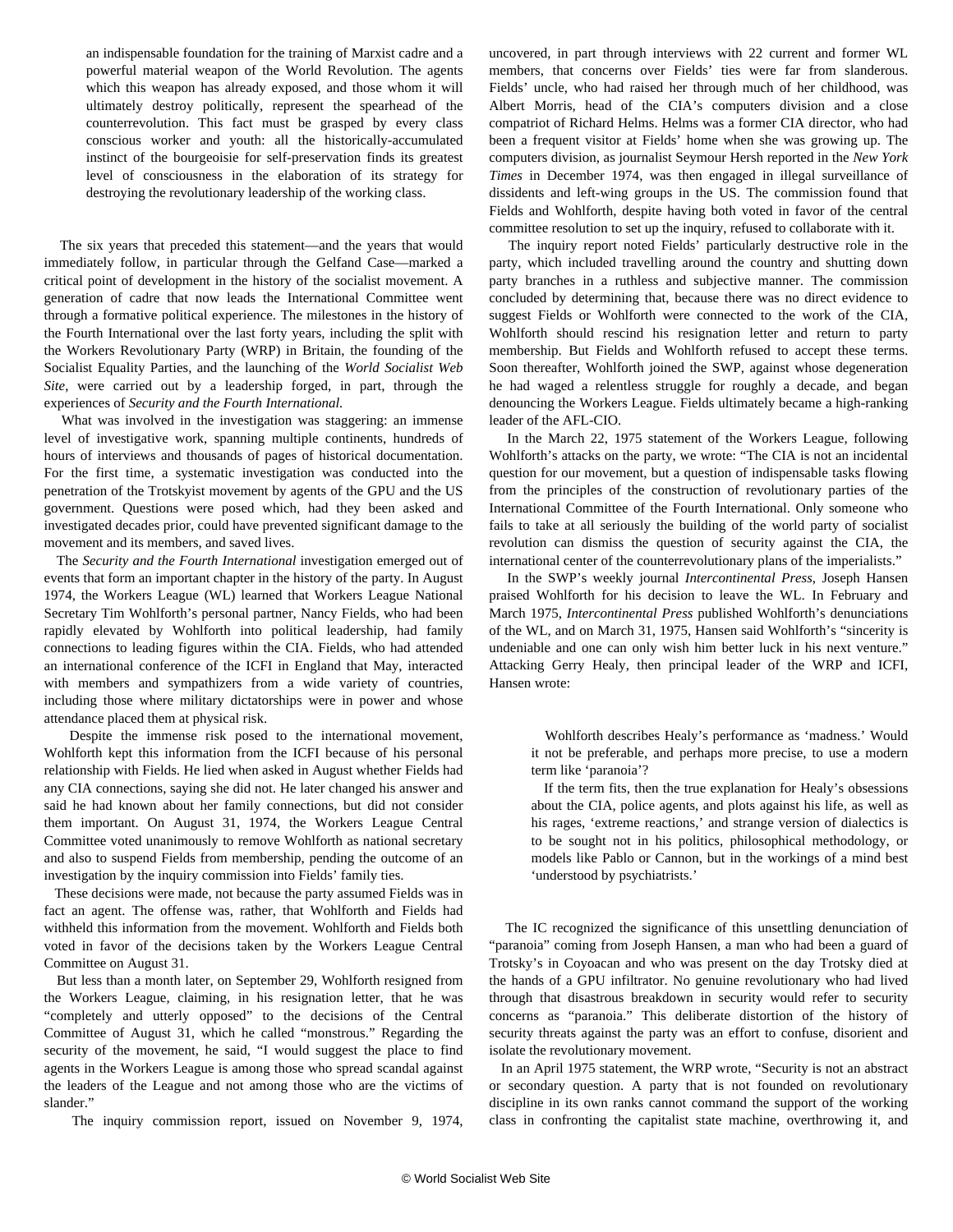> an indispensable foundation for the training of Marxist cadre and a powerful material weapon of the World Revolution. The agents which this weapon has already exposed, and those whom it will ultimately destroy politically, represent the spearhead of the counterrevolution. This fact must be grasped by every class conscious worker and youth: all the historically-accumulated instinct of the bourgeoisie for self-preservation finds its greatest level of consciousness in the elaboration of its strategy for destroying the revolutionary leadership of the working class.

The six years that preceded this statement—and the years that would immediately follow, in particular through the Gelfand Case—marked a critical point of development in the history of the socialist movement. A generation of cadre that now leads the International Committee went through a formative political experience. The milestones in the history of the Fourth International over the last forty years, including the split with the Workers Revolutionary Party (WRP) in Britain, the founding of the Socialist Equality Parties, and the launching of the *World Socialist Web Site*, were carried out by a leadership forged, in part, through the experiences of *Security and the Fourth International.*

What was involved in the investigation was staggering: an immense level of investigative work, spanning multiple continents, hundreds of hours of interviews and thousands of pages of historical documentation. For the first time, a systematic investigation was conducted into the penetration of the Trotskyist movement by agents of the GPU and the US government. Questions were posed which, had they been asked and investigated decades prior, could have prevented significant damage to the movement and its members, and saved lives.

The *Security and the Fourth International* investigation emerged out of events that form an important chapter in the history of the party. In August 1974, the Workers League (WL) learned that Workers League National Secretary Tim Wohlforth's personal partner, Nancy Fields, who had been rapidly elevated by Wohlforth into political leadership, had family connections to leading figures within the CIA. Fields, who had attended an international conference of the ICFI in England that May, interacted with members and sympathizers from a wide variety of countries, including those where military dictatorships were in power and whose attendance placed them at physical risk.

Despite the immense risk posed to the international movement, Wohlforth kept this information from the ICFI because of his personal relationship with Fields. He lied when asked in August whether Fields had any CIA connections, saying she did not. He later changed his answer and said he had known about her family connections, but did not consider them important. On August 31, 1974, the Workers League Central Committee voted unanimously to remove Wohlforth as national secretary and also to suspend Fields from membership, pending the outcome of an investigation by the inquiry commission into Fields' family ties.

These decisions were made, not because the party assumed Fields was in fact an agent. The offense was, rather, that Wohlforth and Fields had withheld this information from the movement. Wohlforth and Fields both voted in favor of the decisions taken by the Workers League Central Committee on August 31.

But less than a month later, on September 29, Wohlforth resigned from the Workers League, claiming, in his resignation letter, that he was "completely and utterly opposed" to the decisions of the Central Committee of August 31, which he called "monstrous." Regarding the security of the movement, he said, "I would suggest the place to find agents in the Workers League is among those who spread scandal against the leaders of the League and not among those who are the victims of slander."

The inquiry commission report, issued on November 9, 1974, uncovered, in part through interviews with 22 current and former WL members, that concerns over Fields' ties were far from slanderous. Fields' uncle, who had raised her through much of her childhood, was Albert Morris, head of the CIA's computers division and a close compatriot of Richard Helms. Helms was a former CIA director, who had been a frequent visitor at Fields' home when she was growing up. The computers division, as journalist Seymour Hersh reported in the *New York Times* in December 1974, was then engaged in illegal surveillance of dissidents and left-wing groups in the US. The commission found that Fields and Wohlforth, despite having both voted in favor of the central committee resolution to set up the inquiry, refused to collaborate with it.

The inquiry report noted Fields' particularly destructive role in the party, which included travelling around the country and shutting down party branches in a ruthless and subjective manner. The commission concluded by determining that, because there was no direct evidence to suggest Fields or Wohlforth were connected to the work of the CIA, Wohlforth should rescind his resignation letter and return to party membership. But Fields and Wohlforth refused to accept these terms. Soon thereafter, Wohlforth joined the SWP, against whose degeneration he had waged a relentless struggle for roughly a decade, and began denouncing the Workers League. Fields ultimately became a high-ranking leader of the AFL-CIO.

In the March 22, 1975 statement of the Workers League, following Wohlforth's attacks on the party, we wrote: "The CIA is not an incidental question for our movement, but a question of indispensable tasks flowing from the principles of the construction of revolutionary parties of the International Committee of the Fourth International. Only someone who fails to take at all seriously the building of the world party of socialist revolution can dismiss the question of security against the CIA, the international center of the counterrevolutionary plans of the imperialists."

In the SWP's weekly journal *Intercontinental Press*, Joseph Hansen praised Wohlforth for his decision to leave the WL. In February and March 1975, *Intercontinental Press* published Wohlforth's denunciations of the WL, and on March 31, 1975, Hansen said Wohlforth's "sincerity is undeniable and one can only wish him better luck in his next venture." Attacking Gerry Healy, then principal leader of the WRP and ICFI, Hansen wrote:

> Wohlforth describes Healy's performance as 'madness.' Would it not be preferable, and perhaps more precise, to use a modern term like 'paranoia'?
>
> If the term fits, then the true explanation for Healy's obsessions about the CIA, police agents, and plots against his life, as well as his rages, 'extreme reactions,' and strange version of dialectics is to be sought not in his politics, philosophical methodology, or models like Pablo or Cannon, but in the workings of a mind best 'understood by psychiatrists.'

The IC recognized the significance of this unsettling denunciation of "paranoia" coming from Joseph Hansen, a man who had been a guard of Trotsky's in Coyoacan and who was present on the day Trotsky died at the hands of a GPU infiltrator. No genuine revolutionary who had lived through that disastrous breakdown in security would refer to security concerns as "paranoia." This deliberate distortion of the history of security threats against the party was an effort to confuse, disorient and isolate the revolutionary movement.

In an April 1975 statement, the WRP wrote, "Security is not an abstract or secondary question. A party that is not founded on revolutionary discipline in its own ranks cannot command the support of the working class in confronting the capitalist state machine, overthrowing it, and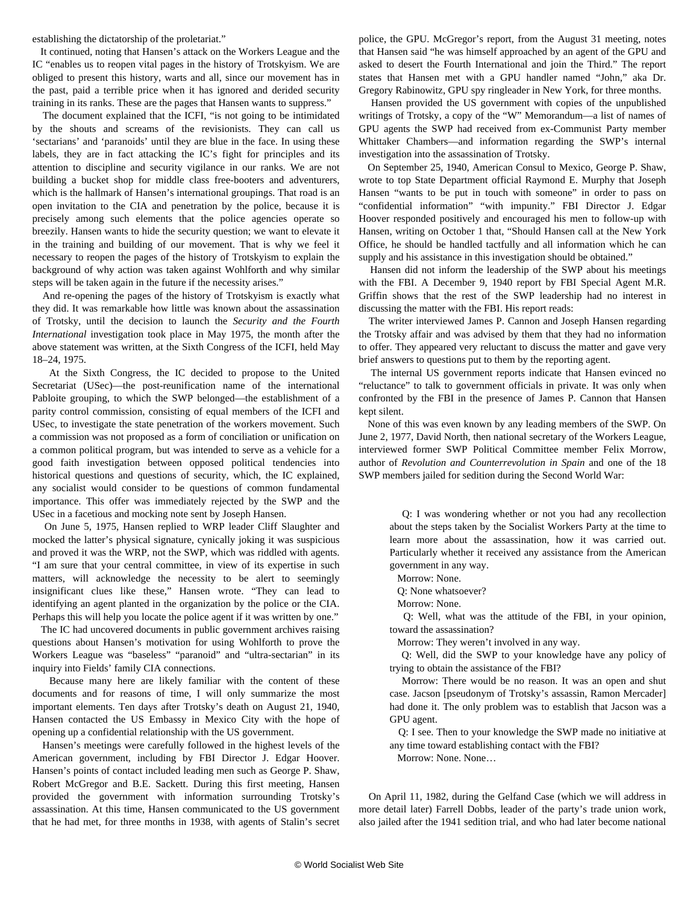establishing the dictatorship of the proletariat."

It continued, noting that Hansen's attack on the Workers League and the IC "enables us to reopen vital pages in the history of Trotskyism. We are obliged to present this history, warts and all, since our movement has in the past, paid a terrible price when it has ignored and derided security training in its ranks. These are the pages that Hansen wants to suppress."

The document explained that the ICFI, "is not going to be intimidated by the shouts and screams of the revisionists. They can call us 'sectarians' and 'paranoids' until they are blue in the face. In using these labels, they are in fact attacking the IC's fight for principles and its attention to discipline and security vigilance in our ranks. We are not building a bucket shop for middle class free-booters and adventurers, which is the hallmark of Hansen's international groupings. That road is an open invitation to the CIA and penetration by the police, because it is precisely among such elements that the police agencies operate so breezily. Hansen wants to hide the security question; we want to elevate it in the training and building of our movement. That is why we feel it necessary to reopen the pages of the history of Trotskyism to explain the background of why action was taken against Wohlforth and why similar steps will be taken again in the future if the necessity arises."

And re-opening the pages of the history of Trotskyism is exactly what they did. It was remarkable how little was known about the assassination of Trotsky, until the decision to launch the *Security and the Fourth International* investigation took place in May 1975, the month after the above statement was written, at the Sixth Congress of the ICFI, held May 18–24, 1975.

At the Sixth Congress, the IC decided to propose to the United Secretariat (USec)—the post-reunification name of the international Pabloite grouping, to which the SWP belonged—the establishment of a parity control commission, consisting of equal members of the ICFI and USec, to investigate the state penetration of the workers movement. Such a commission was not proposed as a form of conciliation or unification on a common political program, but was intended to serve as a vehicle for a good faith investigation between opposed political tendencies into historical questions and questions of security, which, the IC explained, any socialist would consider to be questions of common fundamental importance. This offer was immediately rejected by the SWP and the USec in a facetious and mocking note sent by Joseph Hansen.

On June 5, 1975, Hansen replied to WRP leader Cliff Slaughter and mocked the latter's physical signature, cynically joking it was suspicious and proved it was the WRP, not the SWP, which was riddled with agents. "I am sure that your central committee, in view of its expertise in such matters, will acknowledge the necessity to be alert to seemingly insignificant clues like these," Hansen wrote. "They can lead to identifying an agent planted in the organization by the police or the CIA. Perhaps this will help you locate the police agent if it was written by one."

The IC had uncovered documents in public government archives raising questions about Hansen's motivation for using Wohlforth to prove the Workers League was "baseless" "paranoid" and "ultra-sectarian" in its inquiry into Fields' family CIA connections.

Because many here are likely familiar with the content of these documents and for reasons of time, I will only summarize the most important elements. Ten days after Trotsky's death on August 21, 1940, Hansen contacted the US Embassy in Mexico City with the hope of opening up a confidential relationship with the US government.

Hansen's meetings were carefully followed in the highest levels of the American government, including by FBI Director J. Edgar Hoover. Hansen's points of contact included leading men such as George P. Shaw, Robert McGregor and B.E. Sackett. During this first meeting, Hansen provided the government with information surrounding Trotsky's assassination. At this time, Hansen communicated to the US government that he had met, for three months in 1938, with agents of Stalin's secret police, the GPU. McGregor's report, from the August 31 meeting, notes that Hansen said "he was himself approached by an agent of the GPU and asked to desert the Fourth International and join the Third." The report states that Hansen met with a GPU handler named "John," aka Dr. Gregory Rabinowitz, GPU spy ringleader in New York, for three months.

Hansen provided the US government with copies of the unpublished writings of Trotsky, a copy of the "W" Memorandum—a list of names of GPU agents the SWP had received from ex-Communist Party member Whittaker Chambers—and information regarding the SWP's internal investigation into the assassination of Trotsky.

On September 25, 1940, American Consul to Mexico, George P. Shaw, wrote to top State Department official Raymond E. Murphy that Joseph Hansen "wants to be put in touch with someone" in order to pass on "confidential information" "with impunity." FBI Director J. Edgar Hoover responded positively and encouraged his men to follow-up with Hansen, writing on October 1 that, "Should Hansen call at the New York Office, he should be handled tactfully and all information which he can supply and his assistance in this investigation should be obtained."

Hansen did not inform the leadership of the SWP about his meetings with the FBI. A December 9, 1940 report by FBI Special Agent M.R. Griffin shows that the rest of the SWP leadership had no interest in discussing the matter with the FBI. His report reads:

The writer interviewed James P. Cannon and Joseph Hansen regarding the Trotsky affair and was advised by them that they had no information to offer. They appeared very reluctant to discuss the matter and gave very brief answers to questions put to them by the reporting agent.

The internal US government reports indicate that Hansen evinced no "reluctance" to talk to government officials in private. It was only when confronted by the FBI in the presence of James P. Cannon that Hansen kept silent.

None of this was even known by any leading members of the SWP. On June 2, 1977, David North, then national secretary of the Workers League, interviewed former SWP Political Committee member Felix Morrow, author of *Revolution and Counterrevolution in Spain* and one of the 18 SWP members jailed for sedition during the Second World War:

> Q: I was wondering whether or not you had any recollection about the steps taken by the Socialist Workers Party at the time to learn more about the assassination, how it was carried out. Particularly whether it received any assistance from the American government in any way.
>
> Morrow: None.
>
> Q: None whatsoever?
>
> Morrow: None.
>
> Q: Well, what was the attitude of the FBI, in your opinion, toward the assassination?
>
> Morrow: They weren't involved in any way.
>
> Q: Well, did the SWP to your knowledge have any policy of trying to obtain the assistance of the FBI?
>
> Morrow: There would be no reason. It was an open and shut case. Jacson [pseudonym of Trotsky's assassin, Ramon Mercader] had done it. The only problem was to establish that Jacson was a GPU agent.
>
> Q: I see. Then to your knowledge the SWP made no initiative at any time toward establishing contact with the FBI?
>
> Morrow: None. None…

On April 11, 1982, during the Gelfand Case (which we will address in more detail later) Farrell Dobbs, leader of the party's trade union work, also jailed after the 1941 sedition trial, and who had later become national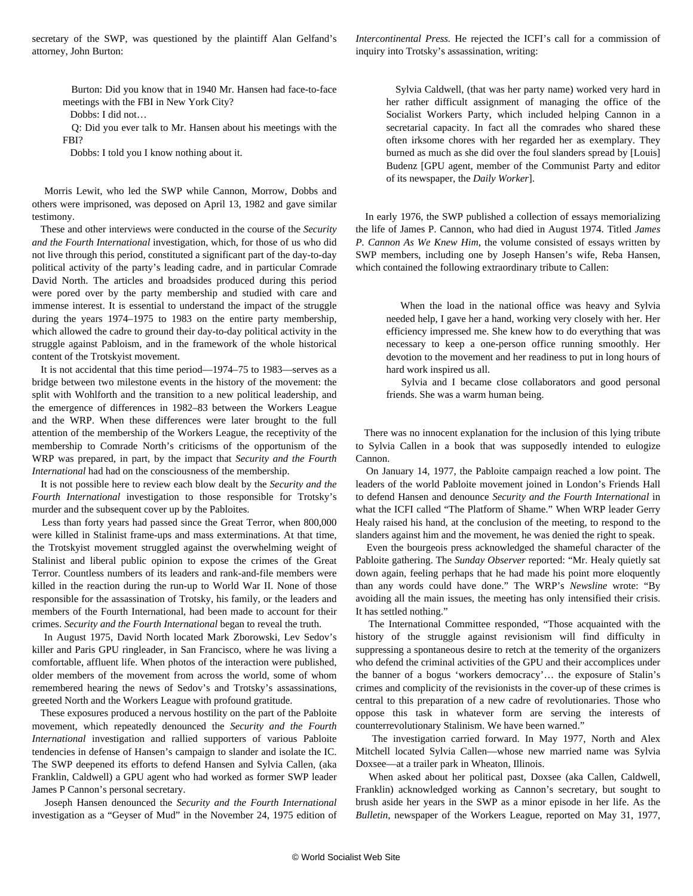secretary of the SWP, was questioned by the plaintiff Alan Gelfand's attorney, John Burton:

> Burton: Did you know that in 1940 Mr. Hansen had face-to-face meetings with the FBI in New York City?
>
> Dobbs: I did not…
>
> Q: Did you ever talk to Mr. Hansen about his meetings with the FBI?
>
> Dobbs: I told you I know nothing about it.

Morris Lewit, who led the SWP while Cannon, Morrow, Dobbs and others were imprisoned, was deposed on April 13, 1982 and gave similar testimony.

These and other interviews were conducted in the course of the *Security and the Fourth International* investigation, which, for those of us who did not live through this period, constituted a significant part of the day-to-day political activity of the party's leading cadre, and in particular Comrade David North. The articles and broadsides produced during this period were pored over by the party membership and studied with care and immense interest. It is essential to understand the impact of the struggle during the years 1974–1975 to 1983 on the entire party membership, which allowed the cadre to ground their day-to-day political activity in the struggle against Pabloism, and in the framework of the whole historical content of the Trotskyist movement.

It is not accidental that this time period—1974–75 to 1983—serves as a bridge between two milestone events in the history of the movement: the split with Wohlforth and the transition to a new political leadership, and the emergence of differences in 1982–83 between the Workers League and the WRP. When these differences were later brought to the full attention of the membership of the Workers League, the receptivity of the membership to Comrade North's criticisms of the opportunism of the WRP was prepared, in part, by the impact that *Security and the Fourth International* had had on the consciousness of the membership.

It is not possible here to review each blow dealt by the *Security and the Fourth International* investigation to those responsible for Trotsky's murder and the subsequent cover up by the Pabloites.

Less than forty years had passed since the Great Terror, when 800,000 were killed in Stalinist frame-ups and mass exterminations. At that time, the Trotskyist movement struggled against the overwhelming weight of Stalinist and liberal public opinion to expose the crimes of the Great Terror. Countless numbers of its leaders and rank-and-file members were killed in the reaction during the run-up to World War II. None of those responsible for the assassination of Trotsky, his family, or the leaders and members of the Fourth International, had been made to account for their crimes. *Security and the Fourth International* began to reveal the truth.

In August 1975, David North located Mark Zborowski, Lev Sedov's killer and Paris GPU ringleader, in San Francisco, where he was living a comfortable, affluent life. When photos of the interaction were published, older members of the movement from across the world, some of whom remembered hearing the news of Sedov's and Trotsky's assassinations, greeted North and the Workers League with profound gratitude.

These exposures produced a nervous hostility on the part of the Pabloite movement, which repeatedly denounced the *Security and the Fourth International* investigation and rallied supporters of various Pabloite tendencies in defense of Hansen's campaign to slander and isolate the IC. The SWP deepened its efforts to defend Hansen and Sylvia Callen, (aka Franklin, Caldwell) a GPU agent who had worked as former SWP leader James P Cannon's personal secretary.

Joseph Hansen denounced the *Security and the Fourth International* investigation as a "Geyser of Mud" in the November 24, 1975 edition of *Intercontinental Press*. He rejected the ICFI's call for a commission of inquiry into Trotsky's assassination, writing:

> Sylvia Caldwell, (that was her party name) worked very hard in her rather difficult assignment of managing the office of the Socialist Workers Party, which included helping Cannon in a secretarial capacity. In fact all the comrades who shared these often irksome chores with her regarded her as exemplary. They burned as much as she did over the foul slanders spread by [Louis] Budenz [GPU agent, member of the Communist Party and editor of its newspaper, the *Daily Worker*].

In early 1976, the SWP published a collection of essays memorializing the life of James P. Cannon, who had died in August 1974. Titled *James P. Cannon As We Knew Him*, the volume consisted of essays written by SWP members, including one by Joseph Hansen's wife, Reba Hansen, which contained the following extraordinary tribute to Callen:

> When the load in the national office was heavy and Sylvia needed help, I gave her a hand, working very closely with her. Her efficiency impressed me. She knew how to do everything that was necessary to keep a one-person office running smoothly. Her devotion to the movement and her readiness to put in long hours of hard work inspired us all.
>
> Sylvia and I became close collaborators and good personal friends. She was a warm human being.

There was no innocent explanation for the inclusion of this lying tribute to Sylvia Callen in a book that was supposedly intended to eulogize Cannon.

On January 14, 1977, the Pabloite campaign reached a low point. The leaders of the world Pabloite movement joined in London's Friends Hall to defend Hansen and denounce *Security and the Fourth International* in what the ICFI called "The Platform of Shame." When WRP leader Gerry Healy raised his hand, at the conclusion of the meeting, to respond to the slanders against him and the movement, he was denied the right to speak.

Even the bourgeois press acknowledged the shameful character of the Pabloite gathering. The *Sunday Observer* reported: "Mr. Healy quietly sat down again, feeling perhaps that he had made his point more eloquently than any words could have done." The WRP's *Newsline* wrote: "By avoiding all the main issues, the meeting has only intensified their crisis. It has settled nothing."

The International Committee responded, "Those acquainted with the history of the struggle against revisionism will find difficulty in suppressing a spontaneous desire to retch at the temerity of the organizers who defend the criminal activities of the GPU and their accomplices under the banner of a bogus 'workers democracy'… the exposure of Stalin's crimes and complicity of the revisionists in the cover-up of these crimes is central to this preparation of a new cadre of revolutionaries. Those who oppose this task in whatever form are serving the interests of counterrevolutionary Stalinism. We have been warned."

The investigation carried forward. In May 1977, North and Alex Mitchell located Sylvia Callen—whose new married name was Sylvia Doxsee—at a trailer park in Wheaton, Illinois.

When asked about her political past, Doxsee (aka Callen, Caldwell, Franklin) acknowledged working as Cannon's secretary, but sought to brush aside her years in the SWP as a minor episode in her life. As the *Bulletin*, newspaper of the Workers League, reported on May 31, 1977,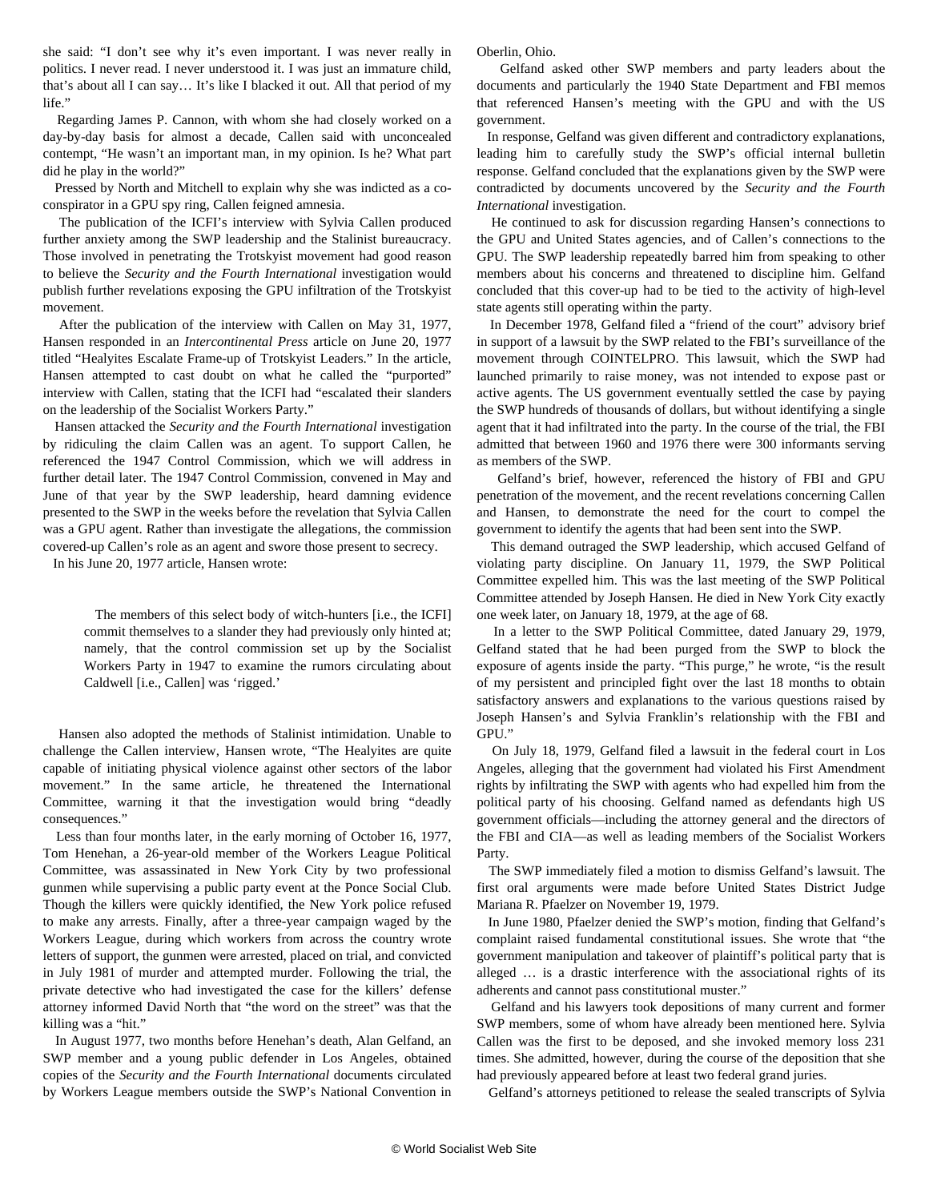she said: "I don't see why it's even important. I was never really in politics. I never read. I never understood it. I was just an immature child, that's about all I can say… It's like I blacked it out. All that period of my life."

Regarding James P. Cannon, with whom she had closely worked on a day-by-day basis for almost a decade, Callen said with unconcealed contempt, "He wasn't an important man, in my opinion. Is he? What part did he play in the world?"

Pressed by North and Mitchell to explain why she was indicted as a co-conspirator in a GPU spy ring, Callen feigned amnesia.

The publication of the ICFI's interview with Sylvia Callen produced further anxiety among the SWP leadership and the Stalinist bureaucracy. Those involved in penetrating the Trotskyist movement had good reason to believe the *Security and the Fourth International* investigation would publish further revelations exposing the GPU infiltration of the Trotskyist movement.

After the publication of the interview with Callen on May 31, 1977, Hansen responded in an *Intercontinental Press* article on June 20, 1977 titled "Healyites Escalate Frame-up of Trotskyist Leaders." In the article, Hansen attempted to cast doubt on what he called the "purported" interview with Callen, stating that the ICFI had "escalated their slanders on the leadership of the Socialist Workers Party."

Hansen attacked the *Security and the Fourth International* investigation by ridiculing the claim Callen was an agent. To support Callen, he referenced the 1947 Control Commission, which we will address in further detail later. The 1947 Control Commission, convened in May and June of that year by the SWP leadership, heard damning evidence presented to the SWP in the weeks before the revelation that Sylvia Callen was a GPU agent. Rather than investigate the allegations, the commission covered-up Callen's role as an agent and swore those present to secrecy.

In his June 20, 1977 article, Hansen wrote:

> The members of this select body of witch-hunters [i.e., the ICFI] commit themselves to a slander they had previously only hinted at; namely, that the control commission set up by the Socialist Workers Party in 1947 to examine the rumors circulating about Caldwell [i.e., Callen] was 'rigged.'

Hansen also adopted the methods of Stalinist intimidation. Unable to challenge the Callen interview, Hansen wrote, "The Healyites are quite capable of initiating physical violence against other sectors of the labor movement." In the same article, he threatened the International Committee, warning it that the investigation would bring "deadly consequences."

Less than four months later, in the early morning of October 16, 1977, Tom Henehan, a 26-year-old member of the Workers League Political Committee, was assassinated in New York City by two professional gunmen while supervising a public party event at the Ponce Social Club. Though the killers were quickly identified, the New York police refused to make any arrests. Finally, after a three-year campaign waged by the Workers League, during which workers from across the country wrote letters of support, the gunmen were arrested, placed on trial, and convicted in July 1981 of murder and attempted murder. Following the trial, the private detective who had investigated the case for the killers' defense attorney informed David North that "the word on the street" was that the killing was a "hit."

In August 1977, two months before Henehan's death, Alan Gelfand, an SWP member and a young public defender in Los Angeles, obtained copies of the *Security and the Fourth International* documents circulated by Workers League members outside the SWP's National Convention in Oberlin, Ohio.

Gelfand asked other SWP members and party leaders about the documents and particularly the 1940 State Department and FBI memos that referenced Hansen's meeting with the GPU and with the US government.

In response, Gelfand was given different and contradictory explanations, leading him to carefully study the SWP's official internal bulletin response. Gelfand concluded that the explanations given by the SWP were contradicted by documents uncovered by the *Security and the Fourth International* investigation.

He continued to ask for discussion regarding Hansen's connections to the GPU and United States agencies, and of Callen's connections to the GPU. The SWP leadership repeatedly barred him from speaking to other members about his concerns and threatened to discipline him. Gelfand concluded that this cover-up had to be tied to the activity of high-level state agents still operating within the party.

In December 1978, Gelfand filed a "friend of the court" advisory brief in support of a lawsuit by the SWP related to the FBI's surveillance of the movement through COINTELPRO. This lawsuit, which the SWP had launched primarily to raise money, was not intended to expose past or active agents. The US government eventually settled the case by paying the SWP hundreds of thousands of dollars, but without identifying a single agent that it had infiltrated into the party. In the course of the trial, the FBI admitted that between 1960 and 1976 there were 300 informants serving as members of the SWP.

Gelfand's brief, however, referenced the history of FBI and GPU penetration of the movement, and the recent revelations concerning Callen and Hansen, to demonstrate the need for the court to compel the government to identify the agents that had been sent into the SWP.

This demand outraged the SWP leadership, which accused Gelfand of violating party discipline. On January 11, 1979, the SWP Political Committee expelled him. This was the last meeting of the SWP Political Committee attended by Joseph Hansen. He died in New York City exactly one week later, on January 18, 1979, at the age of 68.

In a letter to the SWP Political Committee, dated January 29, 1979, Gelfand stated that he had been purged from the SWP to block the exposure of agents inside the party. "This purge," he wrote, "is the result of my persistent and principled fight over the last 18 months to obtain satisfactory answers and explanations to the various questions raised by Joseph Hansen's and Sylvia Franklin's relationship with the FBI and GPU."

On July 18, 1979, Gelfand filed a lawsuit in the federal court in Los Angeles, alleging that the government had violated his First Amendment rights by infiltrating the SWP with agents who had expelled him from the political party of his choosing. Gelfand named as defendants high US government officials—including the attorney general and the directors of the FBI and CIA—as well as leading members of the Socialist Workers Party.

The SWP immediately filed a motion to dismiss Gelfand's lawsuit. The first oral arguments were made before United States District Judge Mariana R. Pfaelzer on November 19, 1979.

In June 1980, Pfaelzer denied the SWP's motion, finding that Gelfand's complaint raised fundamental constitutional issues. She wrote that "the government manipulation and takeover of plaintiff's political party that is alleged … is a drastic interference with the associational rights of its adherents and cannot pass constitutional muster."

Gelfand and his lawyers took depositions of many current and former SWP members, some of whom have already been mentioned here. Sylvia Callen was the first to be deposed, and she invoked memory loss 231 times. She admitted, however, during the course of the deposition that she had previously appeared before at least two federal grand juries.

Gelfand's attorneys petitioned to release the sealed transcripts of Sylvia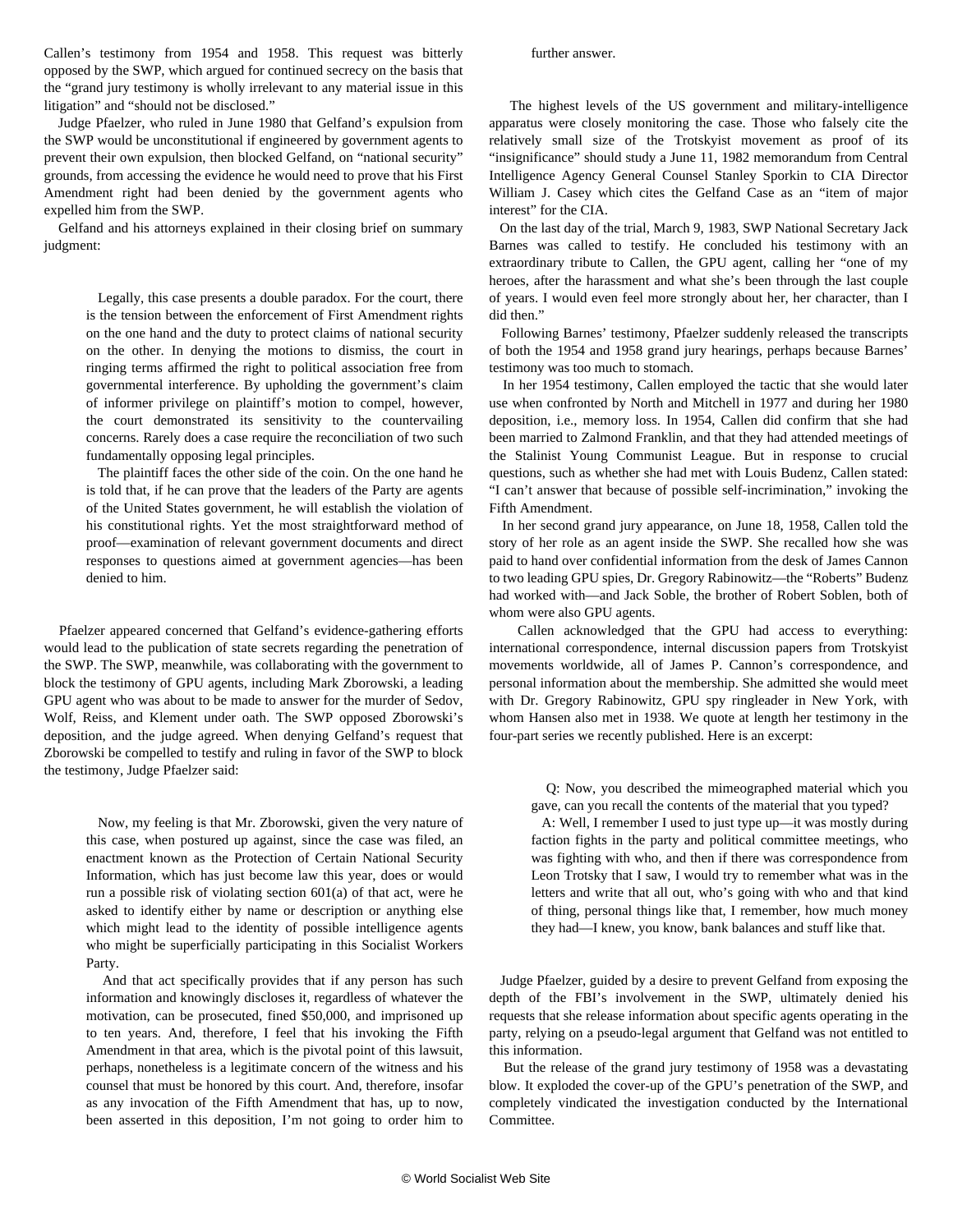Callen's testimony from 1954 and 1958. This request was bitterly opposed by the SWP, which argued for continued secrecy on the basis that the "grand jury testimony is wholly irrelevant to any material issue in this litigation" and "should not be disclosed."

Judge Pfaelzer, who ruled in June 1980 that Gelfand's expulsion from the SWP would be unconstitutional if engineered by government agents to prevent their own expulsion, then blocked Gelfand, on "national security" grounds, from accessing the evidence he would need to prove that his First Amendment right had been denied by the government agents who expelled him from the SWP.

Gelfand and his attorneys explained in their closing brief on summary judgment:

> Legally, this case presents a double paradox. For the court, there is the tension between the enforcement of First Amendment rights on the one hand and the duty to protect claims of national security on the other. In denying the motions to dismiss, the court in ringing terms affirmed the right to political association free from governmental interference. By upholding the government's claim of informer privilege on plaintiff's motion to compel, however, the court demonstrated its sensitivity to the countervailing concerns. Rarely does a case require the reconciliation of two such fundamentally opposing legal principles.
>
> The plaintiff faces the other side of the coin. On the one hand he is told that, if he can prove that the leaders of the Party are agents of the United States government, he will establish the violation of his constitutional rights. Yet the most straightforward method of proof—examination of relevant government documents and direct responses to questions aimed at government agencies—has been denied to him.

Pfaelzer appeared concerned that Gelfand's evidence-gathering efforts would lead to the publication of state secrets regarding the penetration of the SWP. The SWP, meanwhile, was collaborating with the government to block the testimony of GPU agents, including Mark Zborowski, a leading GPU agent who was about to be made to answer for the murder of Sedov, Wolf, Reiss, and Klement under oath. The SWP opposed Zborowski's deposition, and the judge agreed. When denying Gelfand's request that Zborowski be compelled to testify and ruling in favor of the SWP to block the testimony, Judge Pfaelzer said:

> Now, my feeling is that Mr. Zborowski, given the very nature of this case, when postured up against, since the case was filed, an enactment known as the Protection of Certain National Security Information, which has just become law this year, does or would run a possible risk of violating section 601(a) of that act, were he asked to identify either by name or description or anything else which might lead to the identity of possible intelligence agents who might be superficially participating in this Socialist Workers Party.
>
> And that act specifically provides that if any person has such information and knowingly discloses it, regardless of whatever the motivation, can be prosecuted, fined $50,000, and imprisoned up to ten years. And, therefore, I feel that his invoking the Fifth Amendment in that area, which is the pivotal point of this lawsuit, perhaps, nonetheless is a legitimate concern of the witness and his counsel that must be honored by this court. And, therefore, insofar as any invocation of the Fifth Amendment that has, up to now, been asserted in this deposition, I'm not going to order him to further answer.

The highest levels of the US government and military-intelligence apparatus were closely monitoring the case. Those who falsely cite the relatively small size of the Trotskyist movement as proof of its "insignificance" should study a June 11, 1982 memorandum from Central Intelligence Agency General Counsel Stanley Sporkin to CIA Director William J. Casey which cites the Gelfand Case as an "item of major interest" for the CIA.

On the last day of the trial, March 9, 1983, SWP National Secretary Jack Barnes was called to testify. He concluded his testimony with an extraordinary tribute to Callen, the GPU agent, calling her "one of my heroes, after the harassment and what she's been through the last couple of years. I would even feel more strongly about her, her character, than I did then."

Following Barnes' testimony, Pfaelzer suddenly released the transcripts of both the 1954 and 1958 grand jury hearings, perhaps because Barnes' testimony was too much to stomach.

In her 1954 testimony, Callen employed the tactic that she would later use when confronted by North and Mitchell in 1977 and during her 1980 deposition, i.e., memory loss. In 1954, Callen did confirm that she had been married to Zalmond Franklin, and that they had attended meetings of the Stalinist Young Communist League. But in response to crucial questions, such as whether she had met with Louis Budenz, Callen stated: "I can't answer that because of possible self-incrimination," invoking the Fifth Amendment.

In her second grand jury appearance, on June 18, 1958, Callen told the story of her role as an agent inside the SWP. She recalled how she was paid to hand over confidential information from the desk of James Cannon to two leading GPU spies, Dr. Gregory Rabinowitz—the "Roberts" Budenz had worked with—and Jack Soble, the brother of Robert Soblen, both of whom were also GPU agents.

Callen acknowledged that the GPU had access to everything: international correspondence, internal discussion papers from Trotskyist movements worldwide, all of James P. Cannon's correspondence, and personal information about the membership. She admitted she would meet with Dr. Gregory Rabinowitz, GPU spy ringleader in New York, with whom Hansen also met in 1938. We quote at length her testimony in the four-part series we recently published. Here is an excerpt:

> Q: Now, you described the mimeographed material which you gave, can you recall the contents of the material that you typed?
>
> A: Well, I remember I used to just type up—it was mostly during faction fights in the party and political committee meetings, who was fighting with who, and then if there was correspondence from Leon Trotsky that I saw, I would try to remember what was in the letters and write that all out, who's going with who and that kind of thing, personal things like that, I remember, how much money they had—I knew, you know, bank balances and stuff like that.

Judge Pfaelzer, guided by a desire to prevent Gelfand from exposing the depth of the FBI's involvement in the SWP, ultimately denied his requests that she release information about specific agents operating in the party, relying on a pseudo-legal argument that Gelfand was not entitled to this information.

But the release of the grand jury testimony of 1958 was a devastating blow. It exploded the cover-up of the GPU's penetration of the SWP, and completely vindicated the investigation conducted by the International Committee.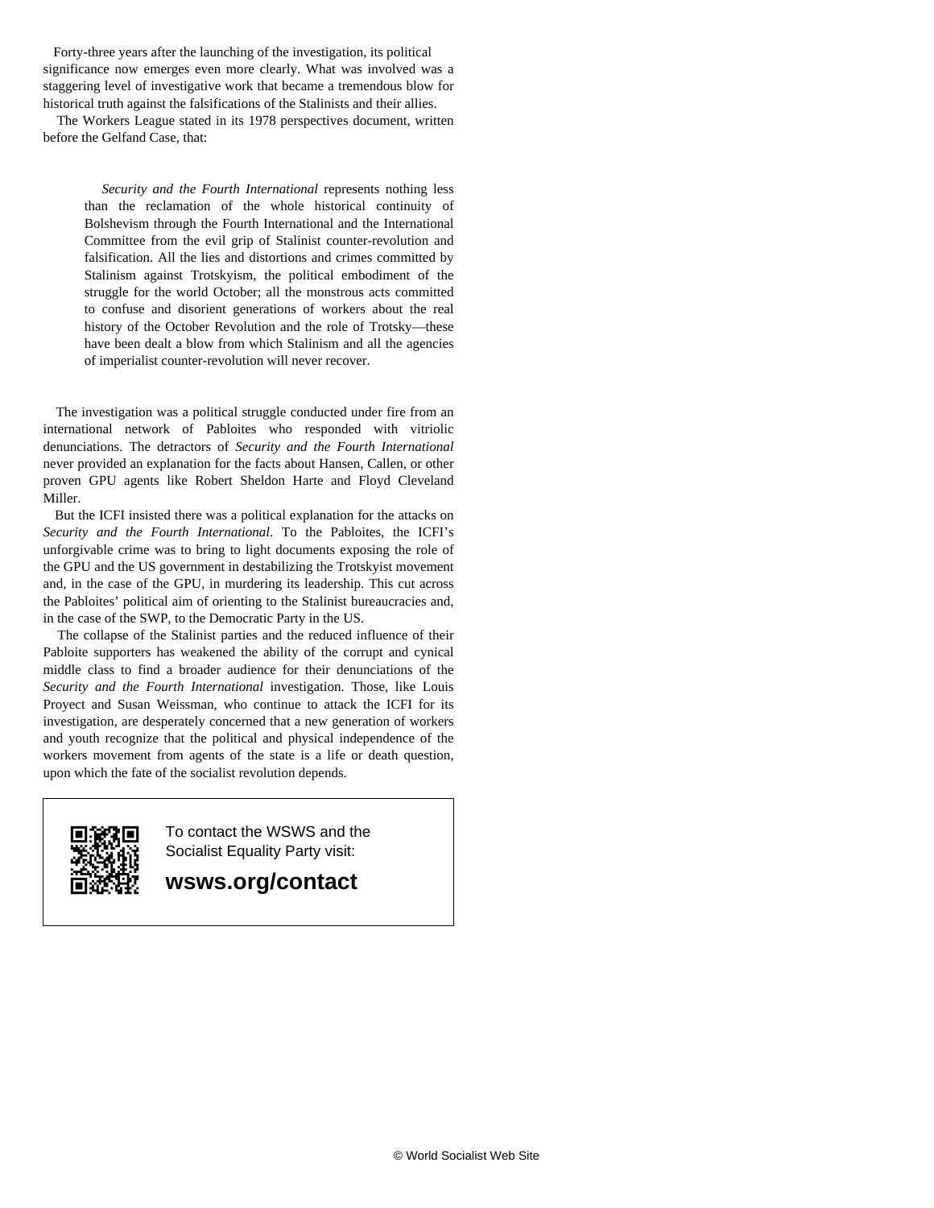Forty-three years after the launching of the investigation, its political significance now emerges even more clearly. What was involved was a staggering level of investigative work that became a tremendous blow for historical truth against the falsifications of the Stalinists and their allies.

The Workers League stated in its 1978 perspectives document, written before the Gelfand Case, that:

> *Security and the Fourth International* represents nothing less than the reclamation of the whole historical continuity of Bolshevism through the Fourth International and the International Committee from the evil grip of Stalinist counter-revolution and falsification. All the lies and distortions and crimes committed by Stalinism against Trotskyism, the political embodiment of the struggle for the world October; all the monstrous acts committed to confuse and disorient generations of workers about the real history of the October Revolution and the role of Trotsky—these have been dealt a blow from which Stalinism and all the agencies of imperialist counter-revolution will never recover.

The investigation was a political struggle conducted under fire from an international network of Pabloites who responded with vitriolic denunciations. The detractors of *Security and the Fourth International* never provided an explanation for the facts about Hansen, Callen, or other proven GPU agents like Robert Sheldon Harte and Floyd Cleveland Miller.

But the ICFI insisted there was a political explanation for the attacks on *Security and the Fourth International*. To the Pabloites, the ICFI's unforgivable crime was to bring to light documents exposing the role of the GPU and the US government in destabilizing the Trotskyist movement and, in the case of the GPU, in murdering its leadership. This cut across the Pabloites' political aim of orienting to the Stalinist bureaucracies and, in the case of the SWP, to the Democratic Party in the US.

The collapse of the Stalinist parties and the reduced influence of their Pabloite supporters has weakened the ability of the corrupt and cynical middle class to find a broader audience for their denunciations of the *Security and the Fourth International* investigation. Those, like Louis Proyect and Susan Weissman, who continue to attack the ICFI for its investigation, are desperately concerned that a new generation of workers and youth recognize that the political and physical independence of the workers movement from agents of the state is a life or death question, upon which the fate of the socialist revolution depends.

To contact the WSWS and the Socialist Equality Party visit:

**wsws.org/contact**